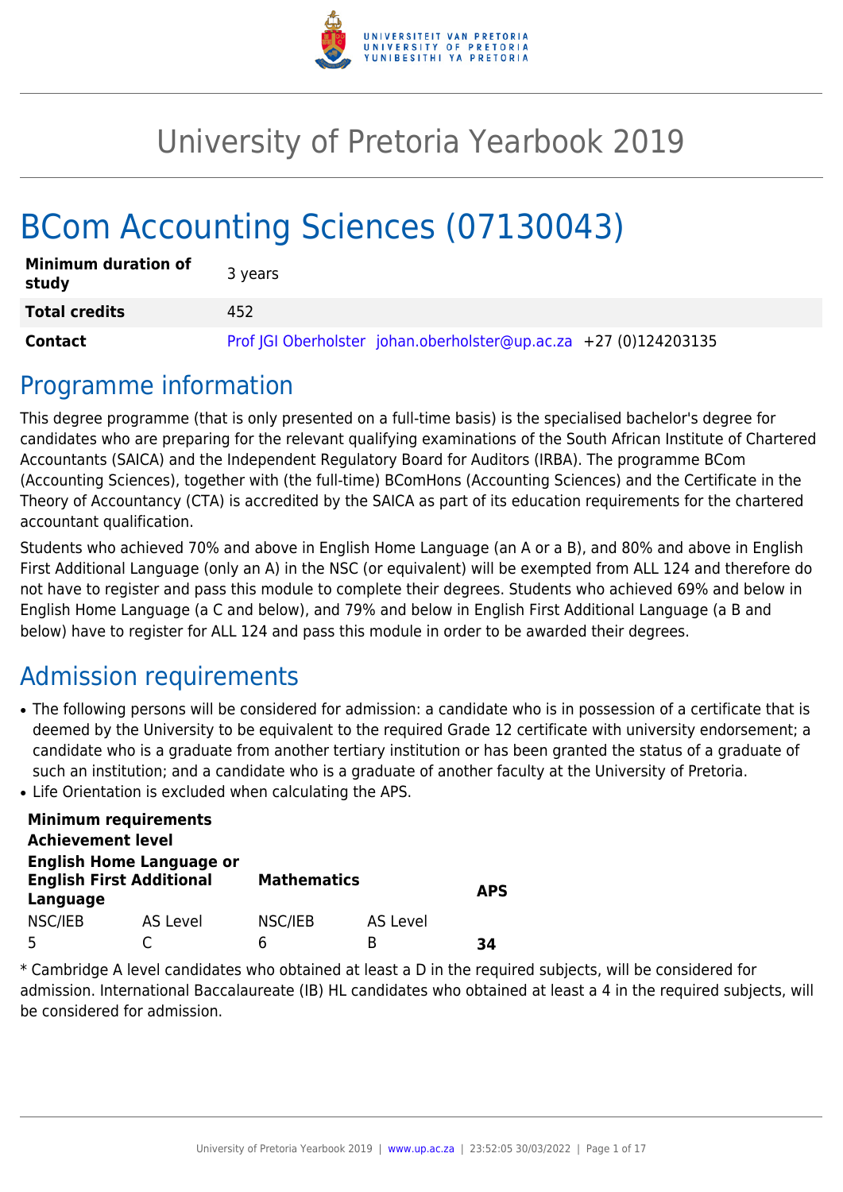# University of Pretoria Yearbook 2019

# BCom Accounting Sciences (07130043)

| | |
|---|---|
| **Minimum duration of study** | 3 years |
| **Total credits** | 452 |
| **Contact** | Prof JGI Oberholster johan.oberholster@up.ac.za +27 (0)124203135 |

## Programme information

This degree programme (that is only presented on a full-time basis) is the specialised bachelor's degree for candidates who are preparing for the relevant qualifying examinations of the South African Institute of Chartered Accountants (SAICA) and the Independent Regulatory Board for Auditors (IRBA). The programme BCom (Accounting Sciences), together with (the full-time) BComHons (Accounting Sciences) and the Certificate in the Theory of Accountancy (CTA) is accredited by the SAICA as part of its education requirements for the chartered accountant qualification.

Students who achieved 70% and above in English Home Language (an A or a B), and 80% and above in English First Additional Language (only an A) in the NSC (or equivalent) will be exempted from ALL 124 and therefore do not have to register and pass this module to complete their degrees. Students who achieved 69% and below in English Home Language (a C and below), and 79% and below in English First Additional Language (a B and below) have to register for ALL 124 and pass this module in order to be awarded their degrees.

## Admission requirements

- The following persons will be considered for admission: a candidate who is in possession of a certificate that is deemed by the University to be equivalent to the required Grade 12 certificate with university endorsement; a candidate who is a graduate from another tertiary institution or has been granted the status of a graduate of such an institution; and a candidate who is a graduate of another faculty at the University of Pretoria.
- Life Orientation is excluded when calculating the APS.

| **Minimum requirements Achievement level** | | | | |
|---|---|---|---|---|
| **English Home Language or English First Additional Language** | | **Mathematics** | | **APS** |
| NSC/IEB | AS Level | NSC/IEB | AS Level | |
| 5 | C | 6 | B | **34** |

* Cambridge A level candidates who obtained at least a D in the required subjects, will be considered for admission. International Baccalaureate (IB) HL candidates who obtained at least a 4 in the required subjects, will be considered for admission.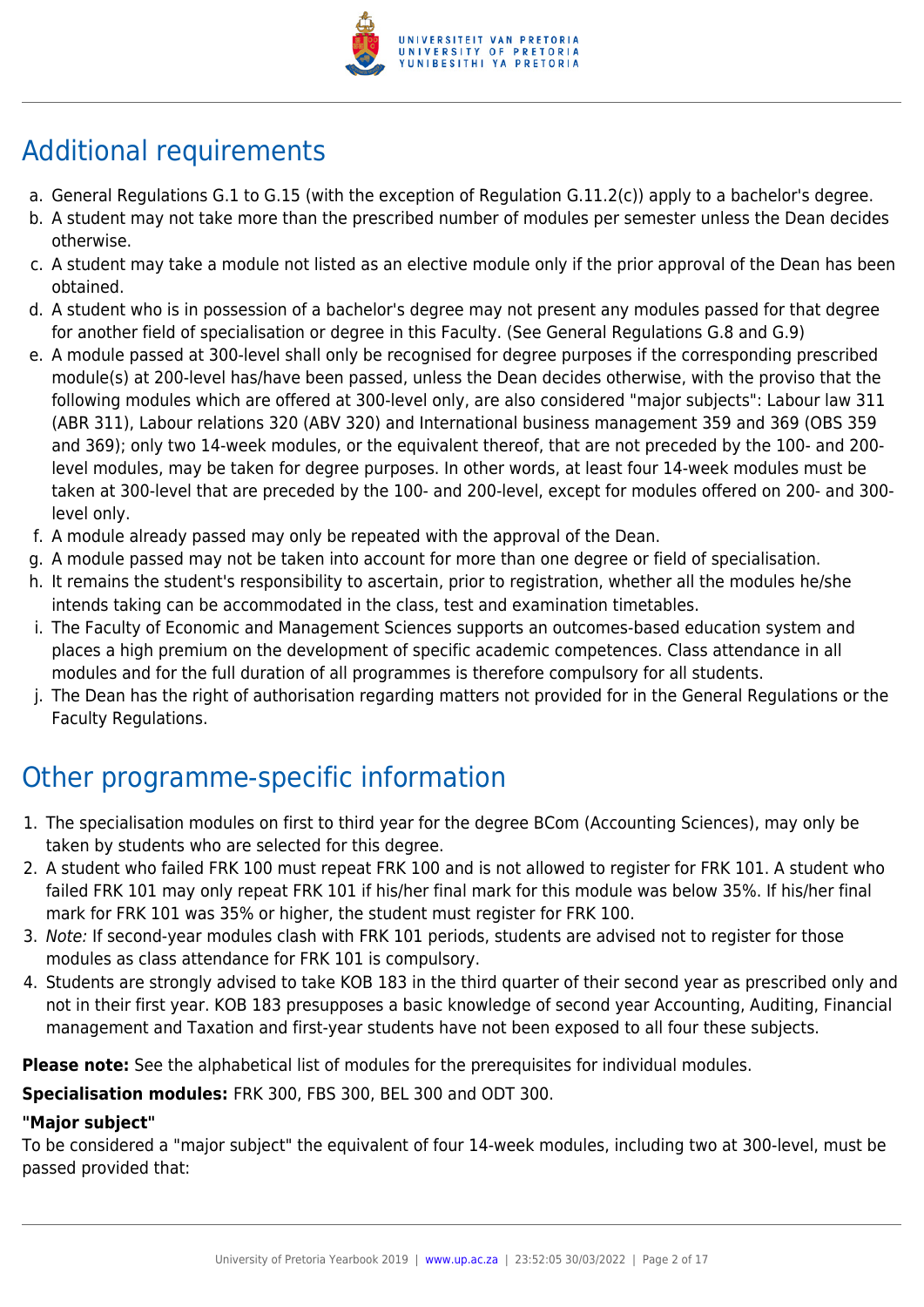## Additional requirements

a. General Regulations G.1 to G.15 (with the exception of Regulation G.11.2(c)) apply to a bachelor's degree.
b. A student may not take more than the prescribed number of modules per semester unless the Dean decides otherwise.
c. A student may take a module not listed as an elective module only if the prior approval of the Dean has been obtained.
d. A student who is in possession of a bachelor's degree may not present any modules passed for that degree for another field of specialisation or degree in this Faculty. (See General Regulations G.8 and G.9)
e. A module passed at 300-level shall only be recognised for degree purposes if the corresponding prescribed module(s) at 200-level has/have been passed, unless the Dean decides otherwise, with the proviso that the following modules which are offered at 300-level only, are also considered "major subjects": Labour law 311 (ABR 311), Labour relations 320 (ABV 320) and International business management 359 and 369 (OBS 359 and 369); only two 14-week modules, or the equivalent thereof, that are not preceded by the 100- and 200-level modules, may be taken for degree purposes. In other words, at least four 14-week modules must be taken at 300-level that are preceded by the 100- and 200-level, except for modules offered on 200- and 300-level only.
f. A module already passed may only be repeated with the approval of the Dean.
g. A module passed may not be taken into account for more than one degree or field of specialisation.
h. It remains the student's responsibility to ascertain, prior to registration, whether all the modules he/she intends taking can be accommodated in the class, test and examination timetables.
i. The Faculty of Economic and Management Sciences supports an outcomes-based education system and places a high premium on the development of specific academic competences. Class attendance in all modules and for the full duration of all programmes is therefore compulsory for all students.
j. The Dean has the right of authorisation regarding matters not provided for in the General Regulations or the Faculty Regulations.

## Other programme-specific information

1. The specialisation modules on first to third year for the degree BCom (Accounting Sciences), may only be taken by students who are selected for this degree.
2. A student who failed FRK 100 must repeat FRK 100 and is not allowed to register for FRK 101. A student who failed FRK 101 may only repeat FRK 101 if his/her final mark for this module was below 35%. If his/her final mark for FRK 101 was 35% or higher, the student must register for FRK 100.
3. *Note:* If second-year modules clash with FRK 101 periods, students are advised not to register for those modules as class attendance for FRK 101 is compulsory.
4. Students are strongly advised to take KOB 183 in the third quarter of their second year as prescribed only and not in their first year. KOB 183 presupposes a basic knowledge of second year Accounting, Auditing, Financial management and Taxation and first-year students have not been exposed to all four these subjects.

**Please note:** See the alphabetical list of modules for the prerequisites for individual modules.

**Specialisation modules:** FRK 300, FBS 300, BEL 300 and ODT 300.

**"Major subject"**

To be considered a "major subject" the equivalent of four 14-week modules, including two at 300-level, must be passed provided that: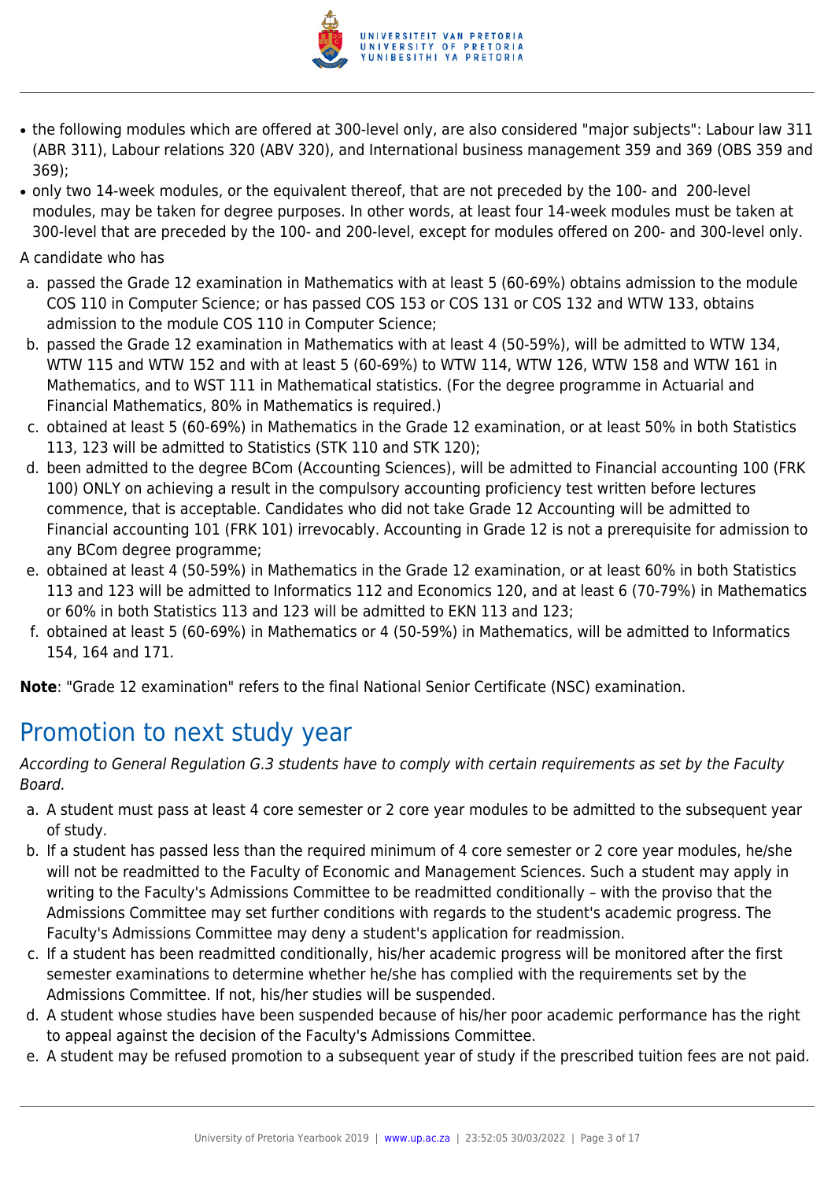- the following modules which are offered at 300-level only, are also considered "major subjects": Labour law 311 (ABR 311), Labour relations 320 (ABV 320), and International business management 359 and 369 (OBS 359 and 369);
- only two 14-week modules, or the equivalent thereof, that are not preceded by the 100- and 200-level modules, may be taken for degree purposes. In other words, at least four 14-week modules must be taken at 300-level that are preceded by the 100- and 200-level, except for modules offered on 200- and 300-level only.

A candidate who has

a. passed the Grade 12 examination in Mathematics with at least 5 (60-69%) obtains admission to the module COS 110 in Computer Science; or has passed COS 153 or COS 131 or COS 132 and WTW 133, obtains admission to the module COS 110 in Computer Science;
b. passed the Grade 12 examination in Mathematics with at least 4 (50-59%), will be admitted to WTW 134, WTW 115 and WTW 152 and with at least 5 (60-69%) to WTW 114, WTW 126, WTW 158 and WTW 161 in Mathematics, and to WST 111 in Mathematical statistics. (For the degree programme in Actuarial and Financial Mathematics, 80% in Mathematics is required.)
c. obtained at least 5 (60-69%) in Mathematics in the Grade 12 examination, or at least 50% in both Statistics 113, 123 will be admitted to Statistics (STK 110 and STK 120);
d. been admitted to the degree BCom (Accounting Sciences), will be admitted to Financial accounting 100 (FRK 100) ONLY on achieving a result in the compulsory accounting proficiency test written before lectures commence, that is acceptable. Candidates who did not take Grade 12 Accounting will be admitted to Financial accounting 101 (FRK 101) irrevocably. Accounting in Grade 12 is not a prerequisite for admission to any BCom degree programme;
e. obtained at least 4 (50-59%) in Mathematics in the Grade 12 examination, or at least 60% in both Statistics 113 and 123 will be admitted to Informatics 112 and Economics 120, and at least 6 (70-79%) in Mathematics or 60% in both Statistics 113 and 123 will be admitted to EKN 113 and 123;
f. obtained at least 5 (60-69%) in Mathematics or 4 (50-59%) in Mathematics, will be admitted to Informatics 154, 164 and 171.

**Note**: "Grade 12 examination" refers to the final National Senior Certificate (NSC) examination.

## Promotion to next study year

*According to General Regulation G.3 students have to comply with certain requirements as set by the Faculty Board.*

a. A student must pass at least 4 core semester or 2 core year modules to be admitted to the subsequent year of study.
b. If a student has passed less than the required minimum of 4 core semester or 2 core year modules, he/she will not be readmitted to the Faculty of Economic and Management Sciences. Such a student may apply in writing to the Faculty's Admissions Committee to be readmitted conditionally – with the proviso that the Admissions Committee may set further conditions with regards to the student's academic progress. The Faculty's Admissions Committee may deny a student's application for readmission.
c. If a student has been readmitted conditionally, his/her academic progress will be monitored after the first semester examinations to determine whether he/she has complied with the requirements set by the Admissions Committee. If not, his/her studies will be suspended.
d. A student whose studies have been suspended because of his/her poor academic performance has the right to appeal against the decision of the Faculty's Admissions Committee.
e. A student may be refused promotion to a subsequent year of study if the prescribed tuition fees are not paid.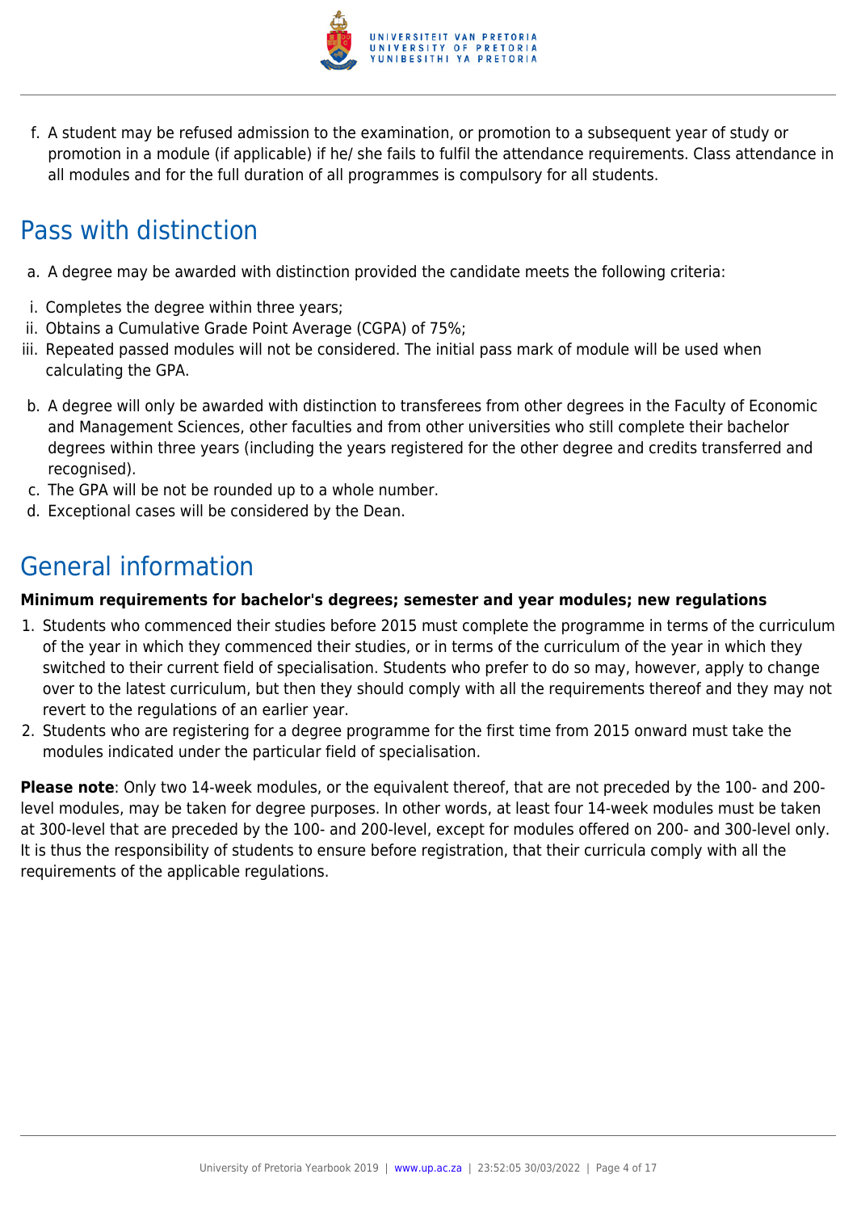f. A student may be refused admission to the examination, or promotion to a subsequent year of study or promotion in a module (if applicable) if he/ she fails to fulfil the attendance requirements. Class attendance in all modules and for the full duration of all programmes is compulsory for all students.

## Pass with distinction

a. A degree may be awarded with distinction provided the candidate meets the following criteria:

i. Completes the degree within three years;
ii. Obtains a Cumulative Grade Point Average (CGPA) of 75%;
iii. Repeated passed modules will not be considered. The initial pass mark of module will be used when calculating the GPA.

b. A degree will only be awarded with distinction to transferees from other degrees in the Faculty of Economic and Management Sciences, other faculties and from other universities who still complete their bachelor degrees within three years (including the years registered for the other degree and credits transferred and recognised).
c. The GPA will be not be rounded up to a whole number.
d. Exceptional cases will be considered by the Dean.

## General information

**Minimum requirements for bachelor's degrees; semester and year modules; new regulations**

1. Students who commenced their studies before 2015 must complete the programme in terms of the curriculum of the year in which they commenced their studies, or in terms of the curriculum of the year in which they switched to their current field of specialisation. Students who prefer to do so may, however, apply to change over to the latest curriculum, but then they should comply with all the requirements thereof and they may not revert to the regulations of an earlier year.
2. Students who are registering for a degree programme for the first time from 2015 onward must take the modules indicated under the particular field of specialisation.

**Please note**: Only two 14-week modules, or the equivalent thereof, that are not preceded by the 100- and 200-level modules, may be taken for degree purposes. In other words, at least four 14-week modules must be taken at 300-level that are preceded by the 100- and 200-level, except for modules offered on 200- and 300-level only. It is thus the responsibility of students to ensure before registration, that their curricula comply with all the requirements of the applicable regulations.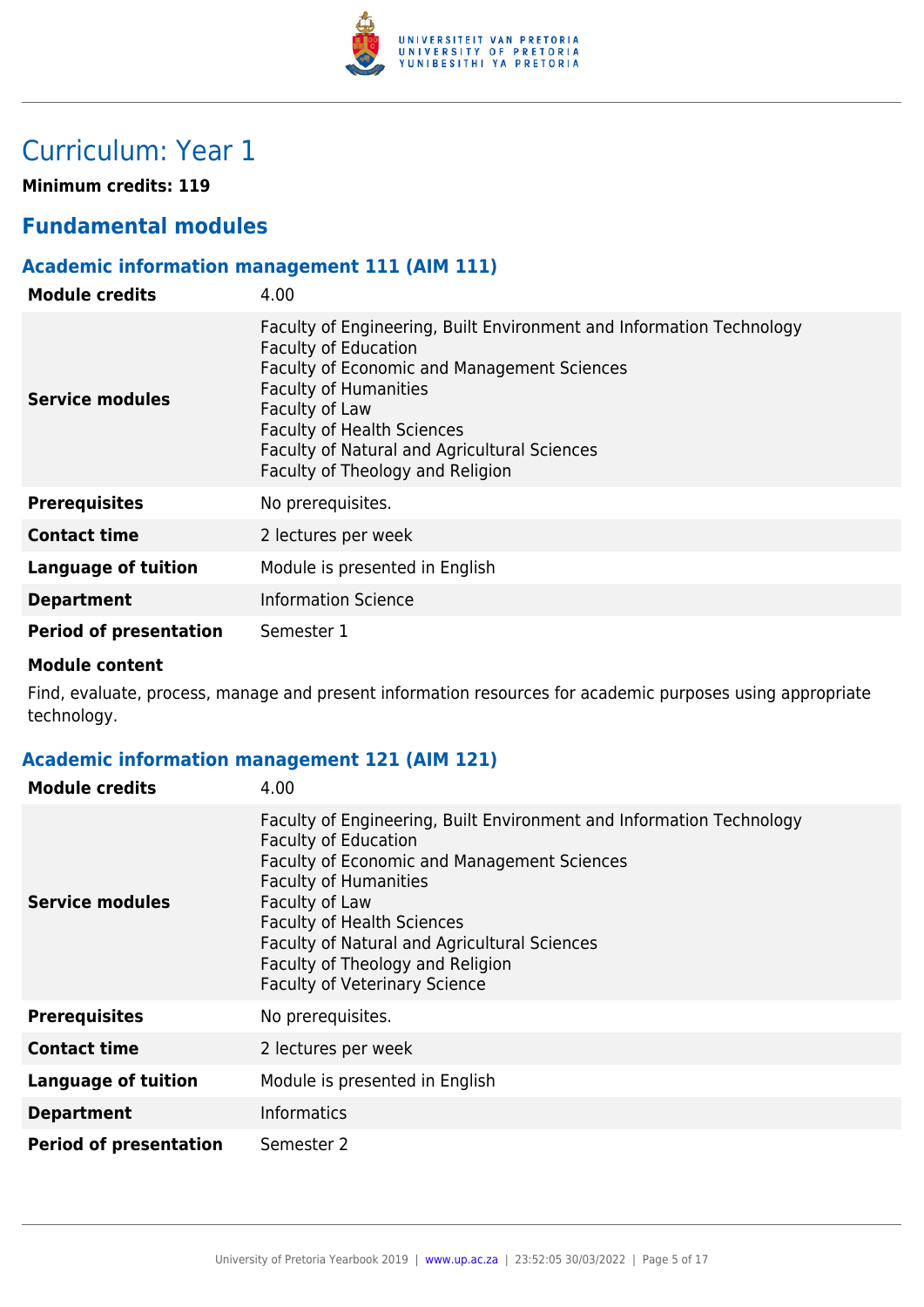# Curriculum: Year 1

**Minimum credits: 119**

## Fundamental modules

### Academic information management 111 (AIM 111)

| | |
|---|---|
| **Module credits** | 4.00 |
| **Service modules** | Faculty of Engineering, Built Environment and Information Technology<br>Faculty of Education<br>Faculty of Economic and Management Sciences<br>Faculty of Humanities<br>Faculty of Law<br>Faculty of Health Sciences<br>Faculty of Natural and Agricultural Sciences<br>Faculty of Theology and Religion |
| **Prerequisites** | No prerequisites. |
| **Contact time** | 2 lectures per week |
| **Language of tuition** | Module is presented in English |
| **Department** | Information Science |
| **Period of presentation** | Semester 1 |

**Module content**

Find, evaluate, process, manage and present information resources for academic purposes using appropriate technology.

### Academic information management 121 (AIM 121)

| | |
|---|---|
| **Module credits** | 4.00 |
| **Service modules** | Faculty of Engineering, Built Environment and Information Technology<br>Faculty of Education<br>Faculty of Economic and Management Sciences<br>Faculty of Humanities<br>Faculty of Law<br>Faculty of Health Sciences<br>Faculty of Natural and Agricultural Sciences<br>Faculty of Theology and Religion<br>Faculty of Veterinary Science |
| **Prerequisites** | No prerequisites. |
| **Contact time** | 2 lectures per week |
| **Language of tuition** | Module is presented in English |
| **Department** | Informatics |
| **Period of presentation** | Semester 2 |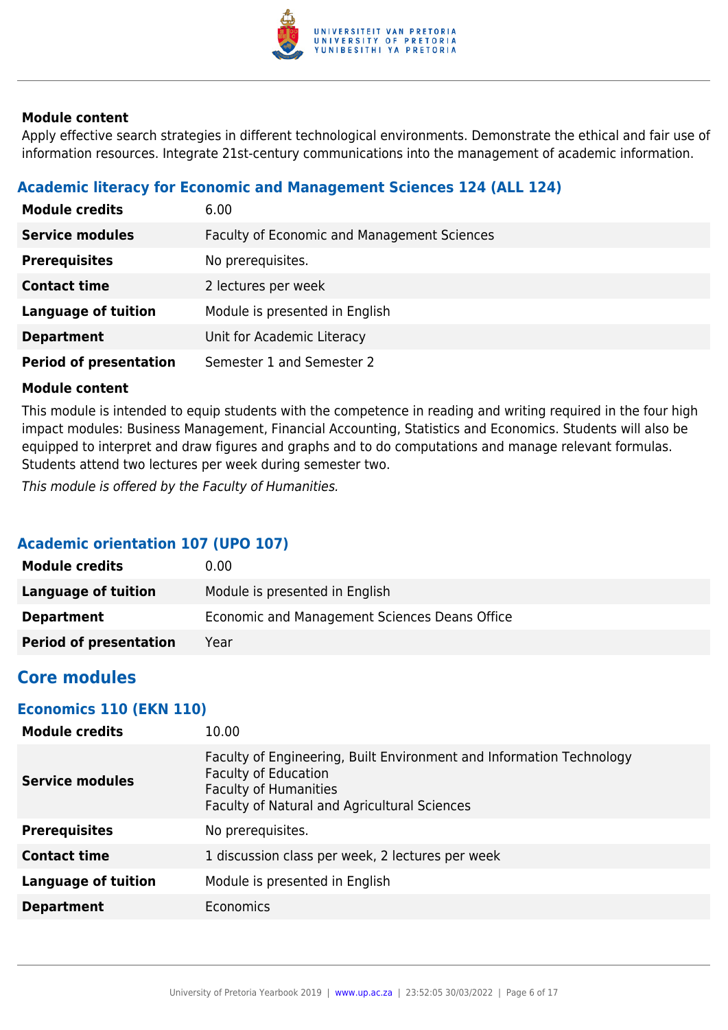**Module content**

Apply effective search strategies in different technological environments. Demonstrate the ethical and fair use of information resources. Integrate 21st-century communications into the management of academic information.

### Academic literacy for Economic and Management Sciences 124 (ALL 124)

| | |
|---|---|
| **Module credits** | 6.00 |
| **Service modules** | Faculty of Economic and Management Sciences |
| **Prerequisites** | No prerequisites. |
| **Contact time** | 2 lectures per week |
| **Language of tuition** | Module is presented in English |
| **Department** | Unit for Academic Literacy |
| **Period of presentation** | Semester 1 and Semester 2 |

**Module content**

This module is intended to equip students with the competence in reading and writing required in the four high impact modules: Business Management, Financial Accounting, Statistics and Economics. Students will also be equipped to interpret and draw figures and graphs and to do computations and manage relevant formulas. Students attend two lectures per week during semester two.

*This module is offered by the Faculty of Humanities.*

### Academic orientation 107 (UPO 107)

| | |
|---|---|
| **Module credits** | 0.00 |
| **Language of tuition** | Module is presented in English |
| **Department** | Economic and Management Sciences Deans Office |
| **Period of presentation** | Year |

## Core modules

### Economics 110 (EKN 110)

| | |
|---|---|
| **Module credits** | 10.00 |
| **Service modules** | Faculty of Engineering, Built Environment and Information Technology<br>Faculty of Education<br>Faculty of Humanities<br>Faculty of Natural and Agricultural Sciences |
| **Prerequisites** | No prerequisites. |
| **Contact time** | 1 discussion class per week, 2 lectures per week |
| **Language of tuition** | Module is presented in English |
| **Department** | Economics |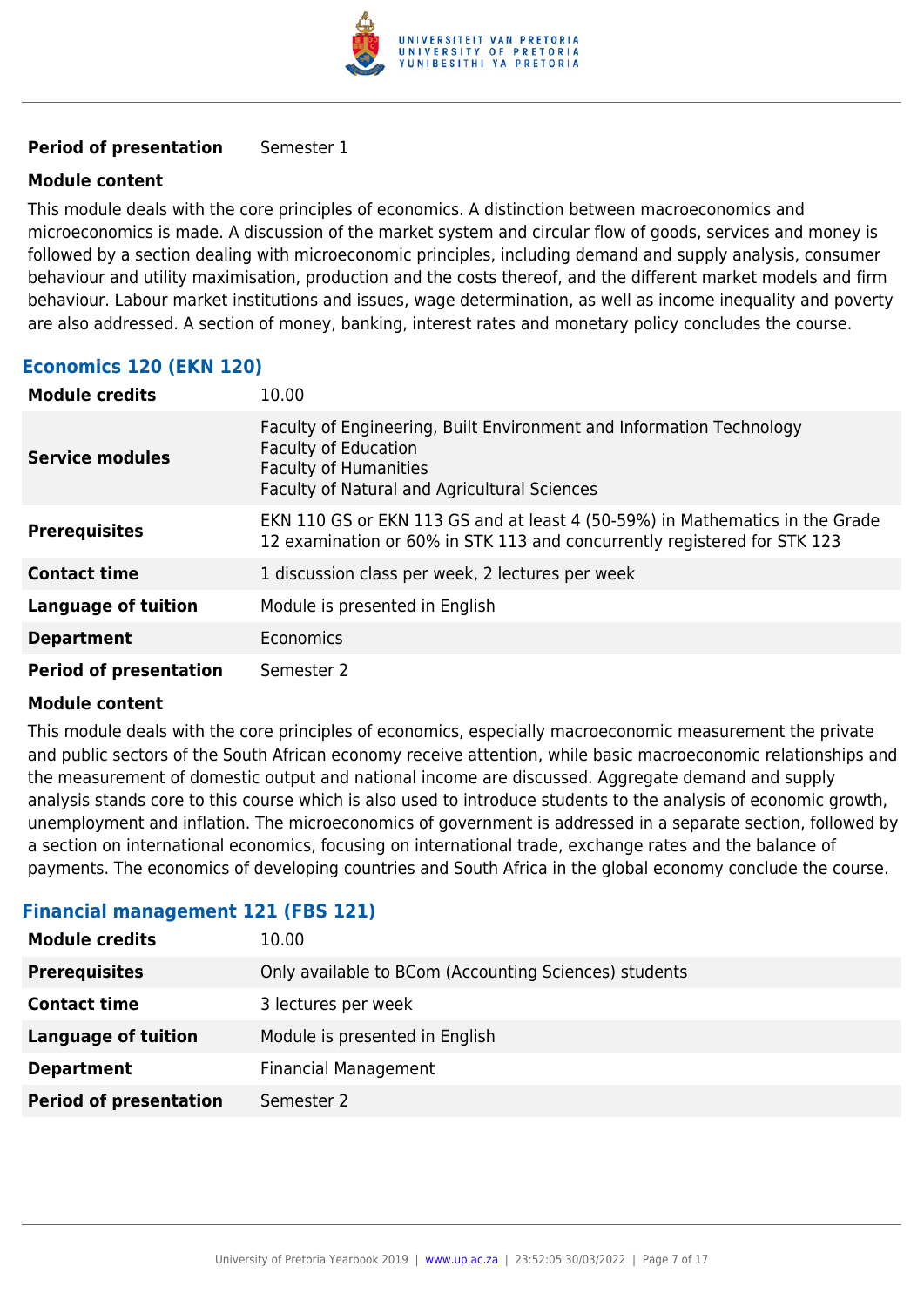| | |
|---|---|
| **Period of presentation** | Semester 1 |

**Module content**

This module deals with the core principles of economics. A distinction between macroeconomics and microeconomics is made. A discussion of the market system and circular flow of goods, services and money is followed by a section dealing with microeconomic principles, including demand and supply analysis, consumer behaviour and utility maximisation, production and the costs thereof, and the different market models and firm behaviour. Labour market institutions and issues, wage determination, as well as income inequality and poverty are also addressed. A section of money, banking, interest rates and monetary policy concludes the course.

### Economics 120 (EKN 120)

| | |
|---|---|
| **Module credits** | 10.00 |
| **Service modules** | Faculty of Engineering, Built Environment and Information Technology<br>Faculty of Education<br>Faculty of Humanities<br>Faculty of Natural and Agricultural Sciences |
| **Prerequisites** | EKN 110 GS or EKN 113 GS and at least 4 (50-59%) in Mathematics in the Grade 12 examination or 60% in STK 113 and concurrently registered for STK 123 |
| **Contact time** | 1 discussion class per week, 2 lectures per week |
| **Language of tuition** | Module is presented in English |
| **Department** | Economics |
| **Period of presentation** | Semester 2 |

**Module content**

This module deals with the core principles of economics, especially macroeconomic measurement the private and public sectors of the South African economy receive attention, while basic macroeconomic relationships and the measurement of domestic output and national income are discussed. Aggregate demand and supply analysis stands core to this course which is also used to introduce students to the analysis of economic growth, unemployment and inflation. The microeconomics of government is addressed in a separate section, followed by a section on international economics, focusing on international trade, exchange rates and the balance of payments. The economics of developing countries and South Africa in the global economy conclude the course.

### Financial management 121 (FBS 121)

| | |
|---|---|
| **Module credits** | 10.00 |
| **Prerequisites** | Only available to BCom (Accounting Sciences) students |
| **Contact time** | 3 lectures per week |
| **Language of tuition** | Module is presented in English |
| **Department** | Financial Management |
| **Period of presentation** | Semester 2 |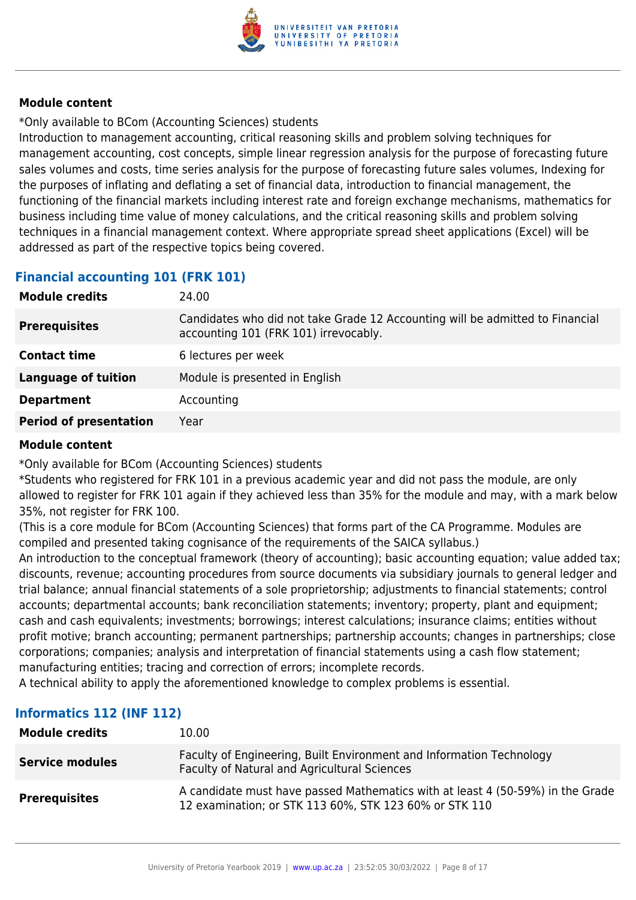#### Module content

*Only available to BCom (Accounting Sciences) students
Introduction to management accounting, critical reasoning skills and problem solving techniques for management accounting, cost concepts, simple linear regression analysis for the purpose of forecasting future sales volumes and costs, time series analysis for the purpose of forecasting future sales volumes, Indexing for the purposes of inflating and deflating a set of financial data, introduction to financial management, the functioning of the financial markets including interest rate and foreign exchange mechanisms, mathematics for business including time value of money calculations, and the critical reasoning skills and problem solving techniques in a financial management context. Where appropriate spread sheet applications (Excel) will be addressed as part of the respective topics being covered.

### Financial accounting 101 (FRK 101)

| | |
|---|---|
| **Module credits** | 24.00 |
| **Prerequisites** | Candidates who did not take Grade 12 Accounting will be admitted to Financial accounting 101 (FRK 101) irrevocably. |
| **Contact time** | 6 lectures per week |
| **Language of tuition** | Module is presented in English |
| **Department** | Accounting |
| **Period of presentation** | Year |

#### Module content

*Only available for BCom (Accounting Sciences) students
*Students who registered for FRK 101 in a previous academic year and did not pass the module, are only allowed to register for FRK 101 again if they achieved less than 35% for the module and may, with a mark below 35%, not register for FRK 100.
(This is a core module for BCom (Accounting Sciences) that forms part of the CA Programme. Modules are compiled and presented taking cognisance of the requirements of the SAICA syllabus.)
An introduction to the conceptual framework (theory of accounting); basic accounting equation; value added tax; discounts, revenue; accounting procedures from source documents via subsidiary journals to general ledger and trial balance; annual financial statements of a sole proprietorship; adjustments to financial statements; control accounts; departmental accounts; bank reconciliation statements; inventory; property, plant and equipment; cash and cash equivalents; investments; borrowings; interest calculations; insurance claims; entities without profit motive; branch accounting; permanent partnerships; partnership accounts; changes in partnerships; close corporations; companies; analysis and interpretation of financial statements using a cash flow statement; manufacturing entities; tracing and correction of errors; incomplete records.
A technical ability to apply the aforementioned knowledge to complex problems is essential.

### Informatics 112 (INF 112)

| | |
|---|---|
| **Module credits** | 10.00 |
| **Service modules** | Faculty of Engineering, Built Environment and Information Technology<br>Faculty of Natural and Agricultural Sciences |
| **Prerequisites** | A candidate must have passed Mathematics with at least 4 (50-59%) in the Grade 12 examination; or STK 113 60%, STK 123 60% or STK 110 |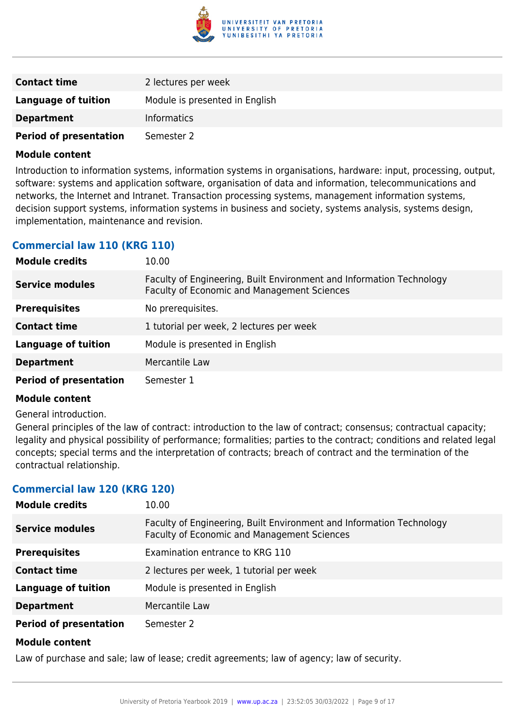| | |
|---|---|
| **Contact time** | 2 lectures per week |
| **Language of tuition** | Module is presented in English |
| **Department** | Informatics |
| **Period of presentation** | Semester 2 |

**Module content**

Introduction to information systems, information systems in organisations, hardware: input, processing, output, software: systems and application software, organisation of data and information, telecommunications and networks, the Internet and Intranet. Transaction processing systems, management information systems, decision support systems, information systems in business and society, systems analysis, systems design, implementation, maintenance and revision.

### Commercial law 110 (KRG 110)

| | |
|---|---|
| **Module credits** | 10.00 |
| **Service modules** | Faculty of Engineering, Built Environment and Information Technology<br>Faculty of Economic and Management Sciences |
| **Prerequisites** | No prerequisites. |
| **Contact time** | 1 tutorial per week, 2 lectures per week |
| **Language of tuition** | Module is presented in English |
| **Department** | Mercantile Law |
| **Period of presentation** | Semester 1 |

**Module content**

General introduction.
General principles of the law of contract: introduction to the law of contract; consensus; contractual capacity; legality and physical possibility of performance; formalities; parties to the contract; conditions and related legal concepts; special terms and the interpretation of contracts; breach of contract and the termination of the contractual relationship.

### Commercial law 120 (KRG 120)

| | |
|---|---|
| **Module credits** | 10.00 |
| **Service modules** | Faculty of Engineering, Built Environment and Information Technology<br>Faculty of Economic and Management Sciences |
| **Prerequisites** | Examination entrance to KRG 110 |
| **Contact time** | 2 lectures per week, 1 tutorial per week |
| **Language of tuition** | Module is presented in English |
| **Department** | Mercantile Law |
| **Period of presentation** | Semester 2 |

**Module content**

Law of purchase and sale; law of lease; credit agreements; law of agency; law of security.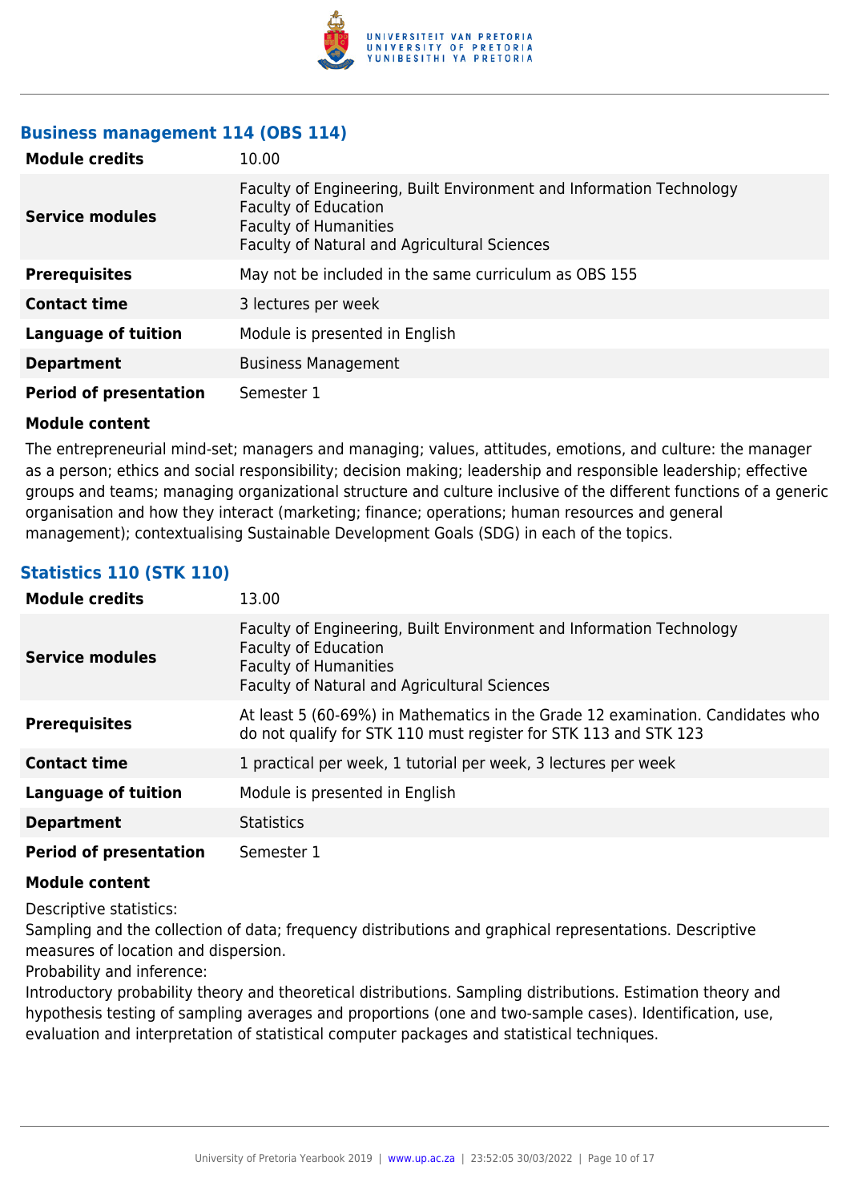### Business management 114 (OBS 114)

| | |
|---|---|
| **Module credits** | 10.00 |
| **Service modules** | Faculty of Engineering, Built Environment and Information Technology<br>Faculty of Education<br>Faculty of Humanities<br>Faculty of Natural and Agricultural Sciences |
| **Prerequisites** | May not be included in the same curriculum as OBS 155 |
| **Contact time** | 3 lectures per week |
| **Language of tuition** | Module is presented in English |
| **Department** | Business Management |
| **Period of presentation** | Semester 1 |

**Module content**

The entrepreneurial mind-set; managers and managing; values, attitudes, emotions, and culture: the manager as a person; ethics and social responsibility; decision making; leadership and responsible leadership; effective groups and teams; managing organizational structure and culture inclusive of the different functions of a generic organisation and how they interact (marketing; finance; operations; human resources and general management); contextualising Sustainable Development Goals (SDG) in each of the topics.

### Statistics 110 (STK 110)

| | |
|---|---|
| **Module credits** | 13.00 |
| **Service modules** | Faculty of Engineering, Built Environment and Information Technology<br>Faculty of Education<br>Faculty of Humanities<br>Faculty of Natural and Agricultural Sciences |
| **Prerequisites** | At least 5 (60-69%) in Mathematics in the Grade 12 examination. Candidates who do not qualify for STK 110 must register for STK 113 and STK 123 |
| **Contact time** | 1 practical per week, 1 tutorial per week, 3 lectures per week |
| **Language of tuition** | Module is presented in English |
| **Department** | Statistics |
| **Period of presentation** | Semester 1 |

**Module content**

Descriptive statistics:
Sampling and the collection of data; frequency distributions and graphical representations. Descriptive measures of location and dispersion.
Probability and inference:
Introductory probability theory and theoretical distributions. Sampling distributions. Estimation theory and hypothesis testing of sampling averages and proportions (one and two-sample cases). Identification, use, evaluation and interpretation of statistical computer packages and statistical techniques.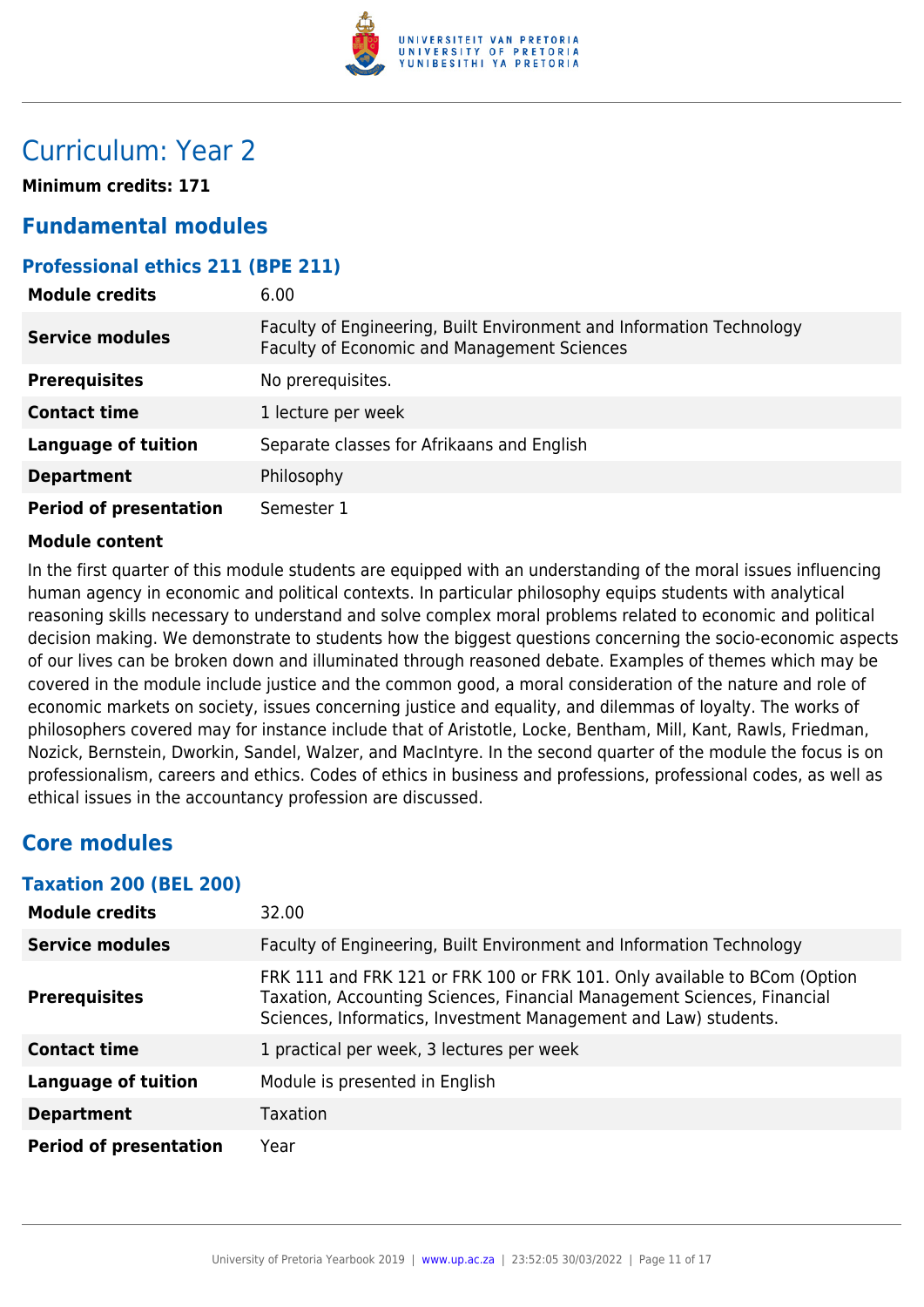# Curriculum: Year 2

**Minimum credits: 171**

## Fundamental modules

### Professional ethics 211 (BPE 211)

| | |
|---|---|
| **Module credits** | 6.00 |
| **Service modules** | Faculty of Engineering, Built Environment and Information Technology<br>Faculty of Economic and Management Sciences |
| **Prerequisites** | No prerequisites. |
| **Contact time** | 1 lecture per week |
| **Language of tuition** | Separate classes for Afrikaans and English |
| **Department** | Philosophy |
| **Period of presentation** | Semester 1 |

**Module content**

In the first quarter of this module students are equipped with an understanding of the moral issues influencing human agency in economic and political contexts. In particular philosophy equips students with analytical reasoning skills necessary to understand and solve complex moral problems related to economic and political decision making. We demonstrate to students how the biggest questions concerning the socio-economic aspects of our lives can be broken down and illuminated through reasoned debate. Examples of themes which may be covered in the module include justice and the common good, a moral consideration of the nature and role of economic markets on society, issues concerning justice and equality, and dilemmas of loyalty. The works of philosophers covered may for instance include that of Aristotle, Locke, Bentham, Mill, Kant, Rawls, Friedman, Nozick, Bernstein, Dworkin, Sandel, Walzer, and MacIntyre. In the second quarter of the module the focus is on professionalism, careers and ethics. Codes of ethics in business and professions, professional codes, as well as ethical issues in the accountancy profession are discussed.

## Core modules

### Taxation 200 (BEL 200)

| | |
|---|---|
| **Module credits** | 32.00 |
| **Service modules** | Faculty of Engineering, Built Environment and Information Technology |
| **Prerequisites** | FRK 111 and FRK 121 or FRK 100 or FRK 101. Only available to BCom (Option Taxation, Accounting Sciences, Financial Management Sciences, Financial Sciences, Informatics, Investment Management and Law) students. |
| **Contact time** | 1 practical per week, 3 lectures per week |
| **Language of tuition** | Module is presented in English |
| **Department** | Taxation |
| **Period of presentation** | Year |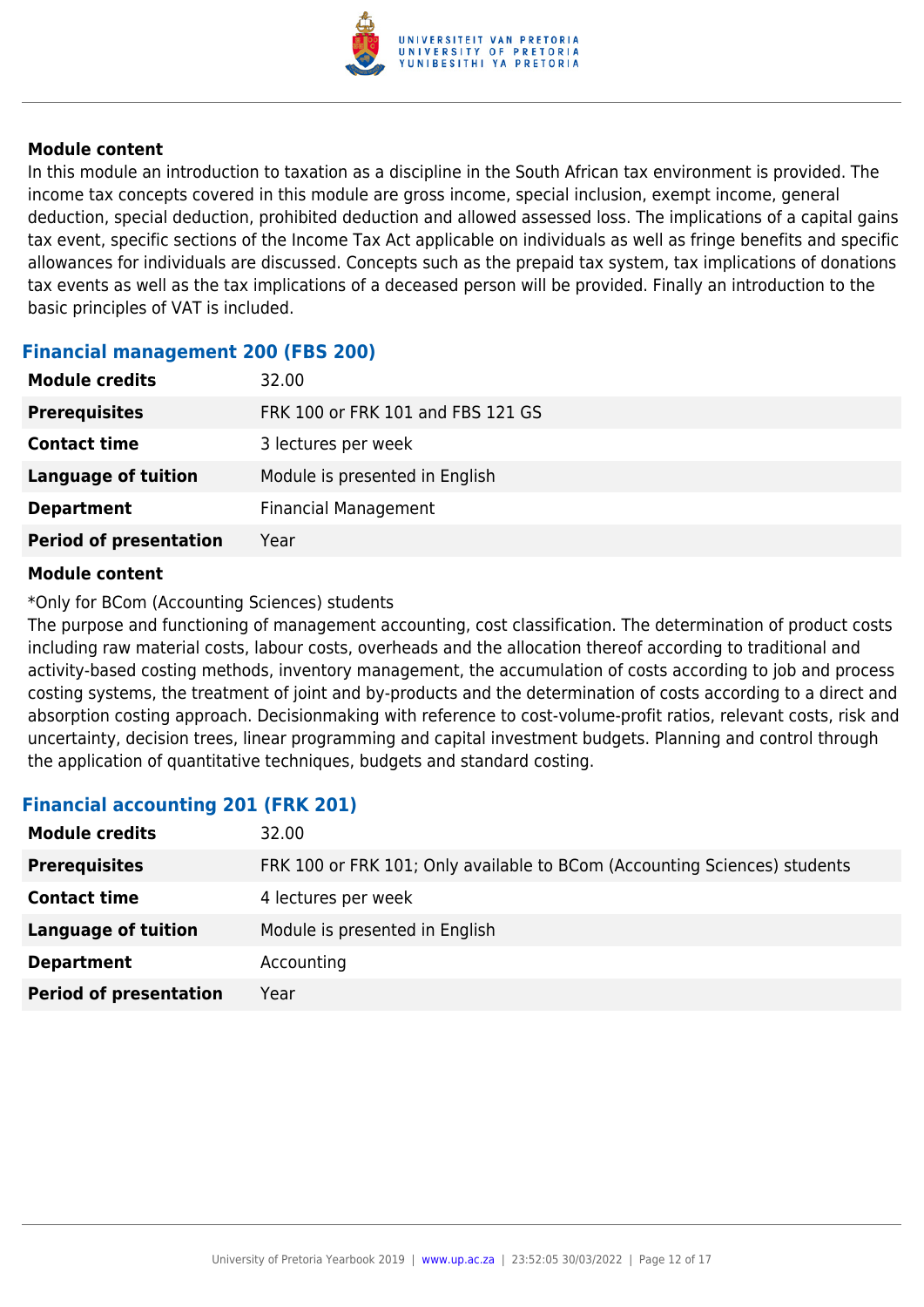**Module content**

In this module an introduction to taxation as a discipline in the South African tax environment is provided. The income tax concepts covered in this module are gross income, special inclusion, exempt income, general deduction, special deduction, prohibited deduction and allowed assessed loss. The implications of a capital gains tax event, specific sections of the Income Tax Act applicable on individuals as well as fringe benefits and specific allowances for individuals are discussed. Concepts such as the prepaid tax system, tax implications of donations tax events as well as the tax implications of a deceased person will be provided. Finally an introduction to the basic principles of VAT is included.

### Financial management 200 (FBS 200)

| | |
|---|---|
| **Module credits** | 32.00 |
| **Prerequisites** | FRK 100 or FRK 101 and FBS 121 GS |
| **Contact time** | 3 lectures per week |
| **Language of tuition** | Module is presented in English |
| **Department** | Financial Management |
| **Period of presentation** | Year |

**Module content**

*Only for BCom (Accounting Sciences) students

The purpose and functioning of management accounting, cost classification. The determination of product costs including raw material costs, labour costs, overheads and the allocation thereof according to traditional and activity-based costing methods, inventory management, the accumulation of costs according to job and process costing systems, the treatment of joint and by-products and the determination of costs according to a direct and absorption costing approach. Decisionmaking with reference to cost-volume-profit ratios, relevant costs, risk and uncertainty, decision trees, linear programming and capital investment budgets. Planning and control through the application of quantitative techniques, budgets and standard costing.

### Financial accounting 201 (FRK 201)

| | |
|---|---|
| **Module credits** | 32.00 |
| **Prerequisites** | FRK 100 or FRK 101; Only available to BCom (Accounting Sciences) students |
| **Contact time** | 4 lectures per week |
| **Language of tuition** | Module is presented in English |
| **Department** | Accounting |
| **Period of presentation** | Year |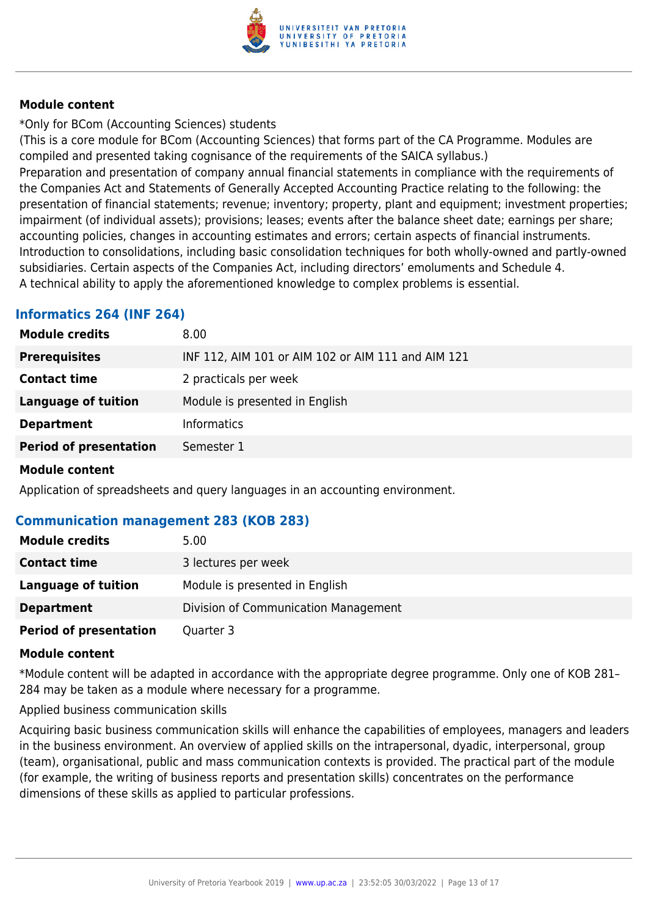#### Module content

*Only for BCom (Accounting Sciences) students
(This is a core module for BCom (Accounting Sciences) that forms part of the CA Programme. Modules are compiled and presented taking cognisance of the requirements of the SAICA syllabus.)
Preparation and presentation of company annual financial statements in compliance with the requirements of the Companies Act and Statements of Generally Accepted Accounting Practice relating to the following: the presentation of financial statements; revenue; inventory; property, plant and equipment; investment properties; impairment (of individual assets); provisions; leases; events after the balance sheet date; earnings per share; accounting policies, changes in accounting estimates and errors; certain aspects of financial instruments. Introduction to consolidations, including basic consolidation techniques for both wholly-owned and partly-owned subsidiaries. Certain aspects of the Companies Act, including directors' emoluments and Schedule 4.
A technical ability to apply the aforementioned knowledge to complex problems is essential.

### Informatics 264 (INF 264)

| | |
|---|---|
| **Module credits** | 8.00 |
| **Prerequisites** | INF 112, AIM 101 or AIM 102 or AIM 111 and AIM 121 |
| **Contact time** | 2 practicals per week |
| **Language of tuition** | Module is presented in English |
| **Department** | Informatics |
| **Period of presentation** | Semester 1 |

#### Module content

Application of spreadsheets and query languages in an accounting environment.

### Communication management 283 (KOB 283)

| | |
|---|---|
| **Module credits** | 5.00 |
| **Contact time** | 3 lectures per week |
| **Language of tuition** | Module is presented in English |
| **Department** | Division of Communication Management |
| **Period of presentation** | Quarter 3 |

#### Module content

*Module content will be adapted in accordance with the appropriate degree programme. Only one of KOB 281–284 may be taken as a module where necessary for a programme.

Applied business communication skills

Acquiring basic business communication skills will enhance the capabilities of employees, managers and leaders in the business environment. An overview of applied skills on the intrapersonal, dyadic, interpersonal, group (team), organisational, public and mass communication contexts is provided. The practical part of the module (for example, the writing of business reports and presentation skills) concentrates on the performance dimensions of these skills as applied to particular professions.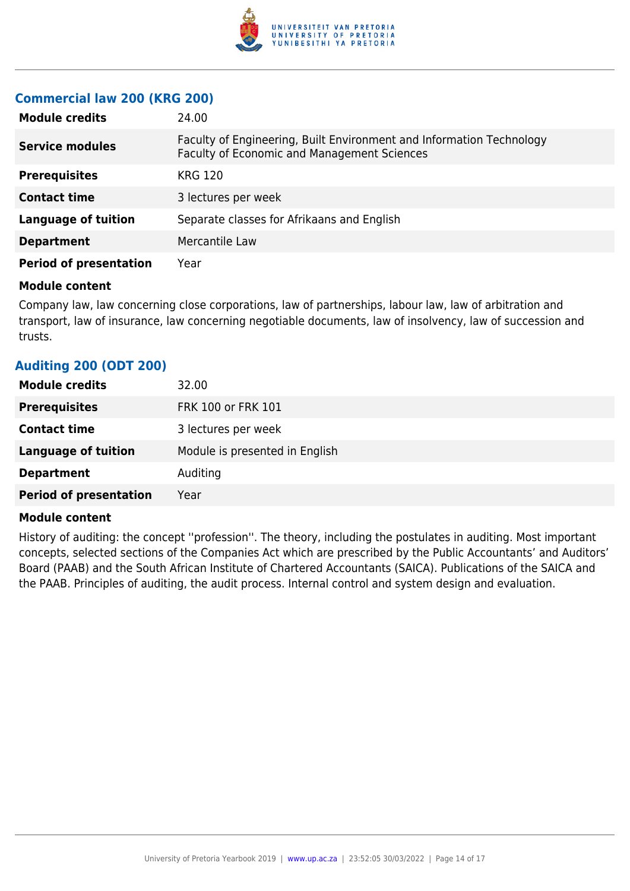### Commercial law 200 (KRG 200)

| | |
|---|---|
| **Module credits** | 24.00 |
| **Service modules** | Faculty of Engineering, Built Environment and Information Technology<br>Faculty of Economic and Management Sciences |
| **Prerequisites** | KRG 120 |
| **Contact time** | 3 lectures per week |
| **Language of tuition** | Separate classes for Afrikaans and English |
| **Department** | Mercantile Law |
| **Period of presentation** | Year |

**Module content**

Company law, law concerning close corporations, law of partnerships, labour law, law of arbitration and transport, law of insurance, law concerning negotiable documents, law of insolvency, law of succession and trusts.

### Auditing 200 (ODT 200)

| | |
|---|---|
| **Module credits** | 32.00 |
| **Prerequisites** | FRK 100 or FRK 101 |
| **Contact time** | 3 lectures per week |
| **Language of tuition** | Module is presented in English |
| **Department** | Auditing |
| **Period of presentation** | Year |

**Module content**

History of auditing: the concept ''profession''. The theory, including the postulates in auditing. Most important concepts, selected sections of the Companies Act which are prescribed by the Public Accountants' and Auditors' Board (PAAB) and the South African Institute of Chartered Accountants (SAICA). Publications of the SAICA and the PAAB. Principles of auditing, the audit process. Internal control and system design and evaluation.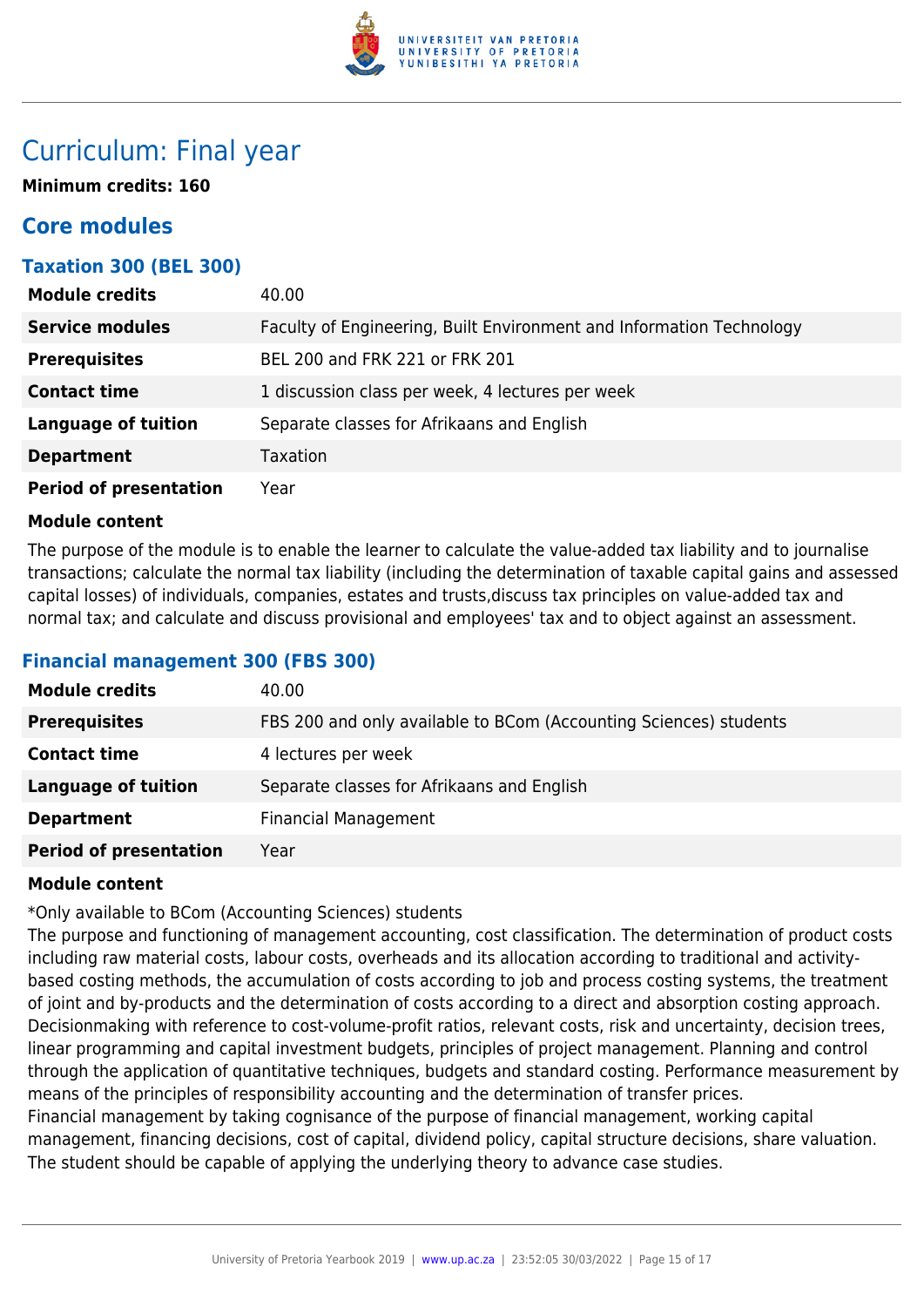# Curriculum: Final year

**Minimum credits: 160**

## Core modules

### Taxation 300 (BEL 300)

| | |
|---|---|
| **Module credits** | 40.00 |
| **Service modules** | Faculty of Engineering, Built Environment and Information Technology |
| **Prerequisites** | BEL 200 and FRK 221 or FRK 201 |
| **Contact time** | 1 discussion class per week, 4 lectures per week |
| **Language of tuition** | Separate classes for Afrikaans and English |
| **Department** | Taxation |
| **Period of presentation** | Year |

**Module content**

The purpose of the module is to enable the learner to calculate the value-added tax liability and to journalise transactions; calculate the normal tax liability (including the determination of taxable capital gains and assessed capital losses) of individuals, companies, estates and trusts,discuss tax principles on value-added tax and normal tax; and calculate and discuss provisional and employees' tax and to object against an assessment.

### Financial management 300 (FBS 300)

| | |
|---|---|
| **Module credits** | 40.00 |
| **Prerequisites** | FBS 200 and only available to BCom (Accounting Sciences) students |
| **Contact time** | 4 lectures per week |
| **Language of tuition** | Separate classes for Afrikaans and English |
| **Department** | Financial Management |
| **Period of presentation** | Year |

**Module content**

*Only available to BCom (Accounting Sciences) students
The purpose and functioning of management accounting, cost classification. The determination of product costs including raw material costs, labour costs, overheads and its allocation according to traditional and activity-based costing methods, the accumulation of costs according to job and process costing systems, the treatment of joint and by-products and the determination of costs according to a direct and absorption costing approach. Decisionmaking with reference to cost-volume-profit ratios, relevant costs, risk and uncertainty, decision trees, linear programming and capital investment budgets, principles of project management. Planning and control through the application of quantitative techniques, budgets and standard costing. Performance measurement by means of the principles of responsibility accounting and the determination of transfer prices.
Financial management by taking cognisance of the purpose of financial management, working capital management, financing decisions, cost of capital, dividend policy, capital structure decisions, share valuation. The student should be capable of applying the underlying theory to advance case studies.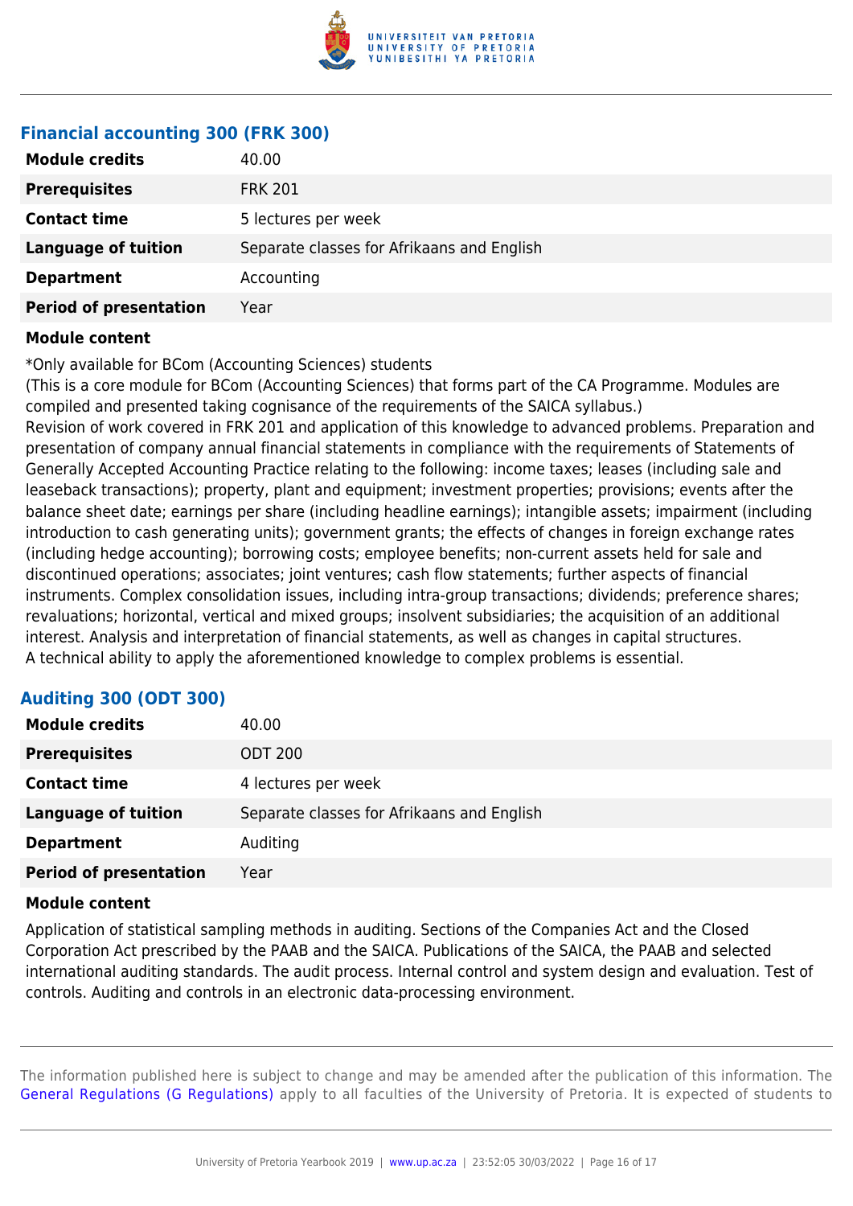### Financial accounting 300 (FRK 300)

| | |
|---|---|
| **Module credits** | 40.00 |
| **Prerequisites** | FRK 201 |
| **Contact time** | 5 lectures per week |
| **Language of tuition** | Separate classes for Afrikaans and English |
| **Department** | Accounting |
| **Period of presentation** | Year |

**Module content**

*Only available for BCom (Accounting Sciences) students
(This is a core module for BCom (Accounting Sciences) that forms part of the CA Programme. Modules are compiled and presented taking cognisance of the requirements of the SAICA syllabus.)
Revision of work covered in FRK 201 and application of this knowledge to advanced problems. Preparation and presentation of company annual financial statements in compliance with the requirements of Statements of Generally Accepted Accounting Practice relating to the following: income taxes; leases (including sale and leaseback transactions); property, plant and equipment; investment properties; provisions; events after the balance sheet date; earnings per share (including headline earnings); intangible assets; impairment (including introduction to cash generating units); government grants; the effects of changes in foreign exchange rates (including hedge accounting); borrowing costs; employee benefits; non-current assets held for sale and discontinued operations; associates; joint ventures; cash flow statements; further aspects of financial instruments. Complex consolidation issues, including intra-group transactions; dividends; preference shares; revaluations; horizontal, vertical and mixed groups; insolvent subsidiaries; the acquisition of an additional interest. Analysis and interpretation of financial statements, as well as changes in capital structures.
A technical ability to apply the aforementioned knowledge to complex problems is essential.

### Auditing 300 (ODT 300)

| | |
|---|---|
| **Module credits** | 40.00 |
| **Prerequisites** | ODT 200 |
| **Contact time** | 4 lectures per week |
| **Language of tuition** | Separate classes for Afrikaans and English |
| **Department** | Auditing |
| **Period of presentation** | Year |

**Module content**

Application of statistical sampling methods in auditing. Sections of the Companies Act and the Closed Corporation Act prescribed by the PAAB and the SAICA. Publications of the SAICA, the PAAB and selected international auditing standards. The audit process. Internal control and system design and evaluation. Test of controls. Auditing and controls in an electronic data-processing environment.

The information published here is subject to change and may be amended after the publication of this information. The General Regulations (G Regulations) apply to all faculties of the University of Pretoria. It is expected of students to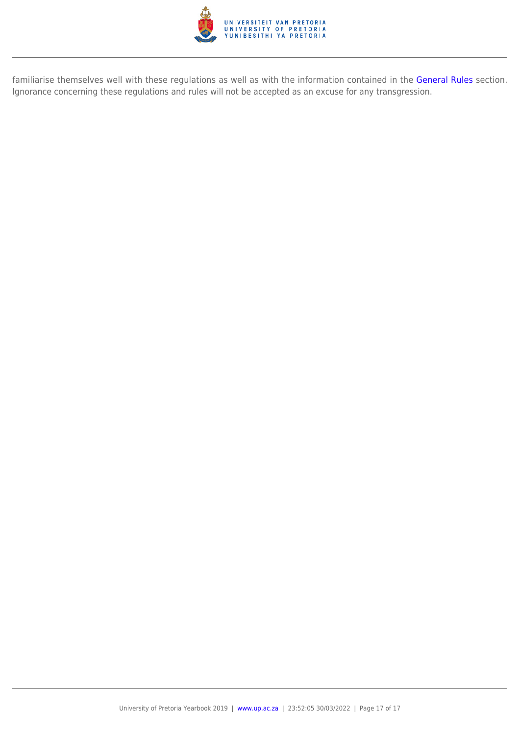familiarise themselves well with these regulations as well as with the information contained in the General Rules section. Ignorance concerning these regulations and rules will not be accepted as an excuse for any transgression.